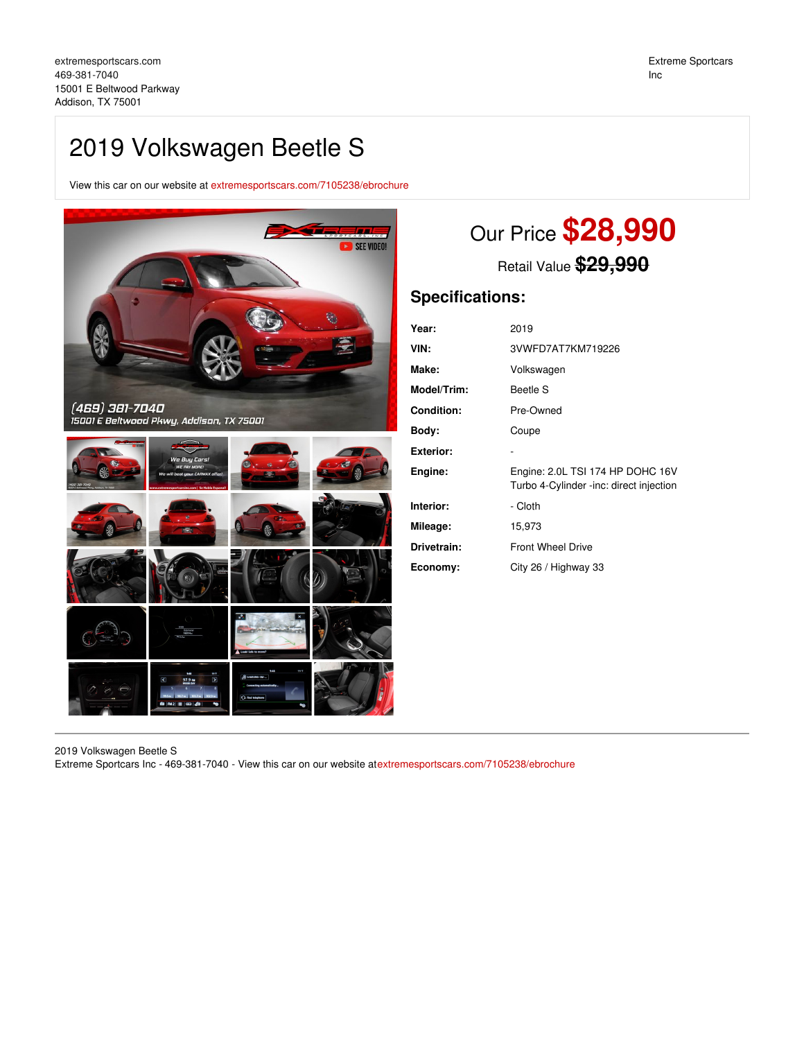extremesportscars.com
469-381-7040
15001 E Beltwood Parkway
Addison, TX 75001

Extreme Sportcars Inc

# 2019 Volkswagen Beetle S

View this car on our website at extremesportscars.com/7105238/ebrochure

Our Price **$28,990**

Retail Value ~~$29,990~~

## Specifications:

| | |
|---|---|
| **Year:** | 2019 |
| **VIN:** | 3VWFD7AT7KM719226 |
| **Make:** | Volkswagen |
| **Model/Trim:** | Beetle S |
| **Condition:** | Pre-Owned |
| **Body:** | Coupe |
| **Exterior:** | - |
| **Engine:** | Engine: 2.0L TSI 174 HP DOHC 16V Turbo 4-Cylinder -inc: direct injection |
| **Interior:** | - Cloth |
| **Mileage:** | 15,973 |
| **Drivetrain:** | Front Wheel Drive |
| **Economy:** | City 26 / Highway 33 |

2019 Volkswagen Beetle S
Extreme Sportcars Inc - 469-381-7040 - View this car on our website atextremesportscars.com/7105238/ebrochure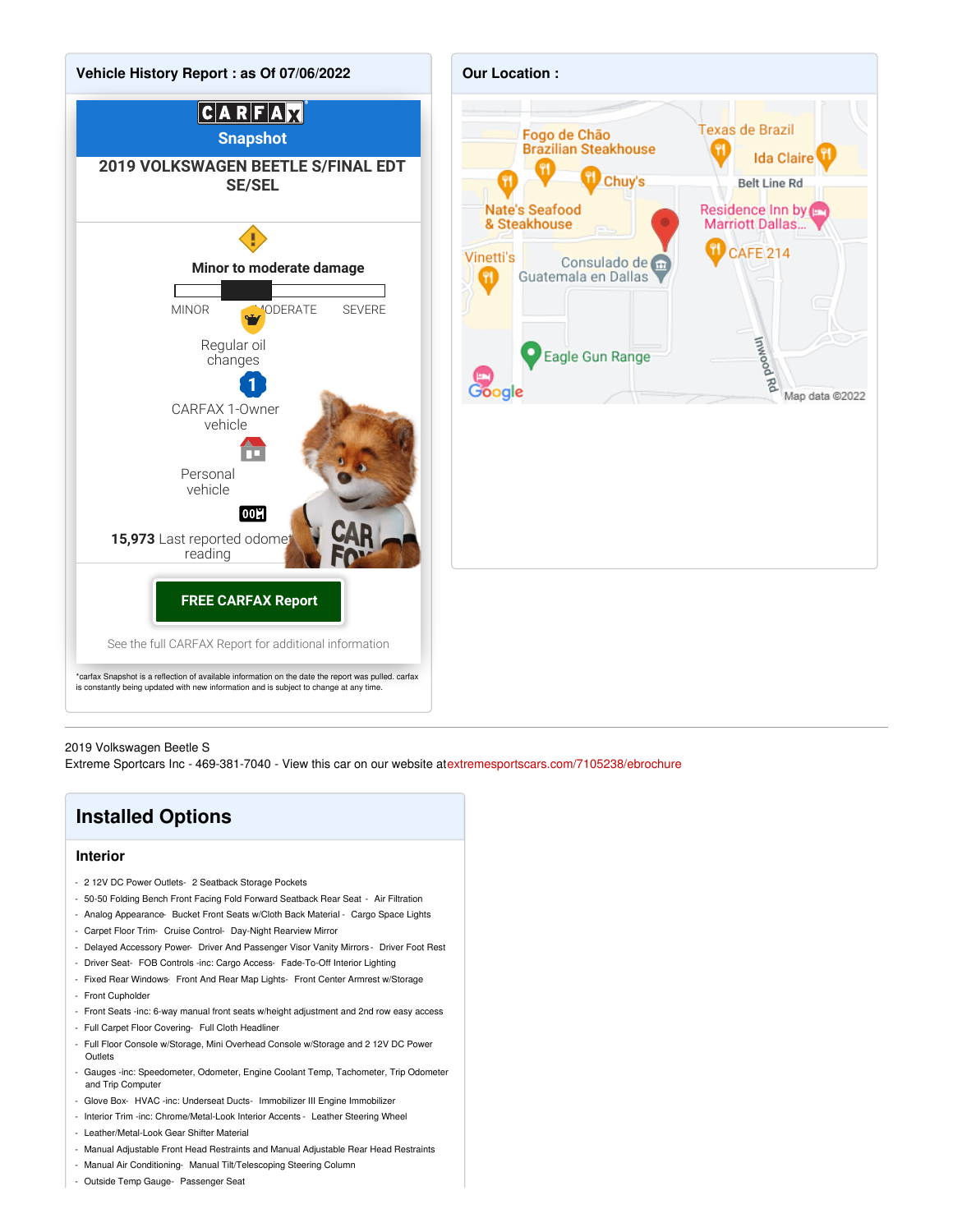## Vehicle History Report : as Of 07/06/2022

CARFAX Snapshot

**2019 VOLKSWAGEN BEETLE S/FINAL EDT SE/SEL**

**Minor to moderate damage**

MINOR MODERATE SEVERE

Regular oil changes

CARFAX 1-Owner vehicle

Personal vehicle

**15,973** Last reported odometer reading

**FREE CARFAX Report**

See the full CARFAX Report for additional information

*carfax Snapshot is a reflection of available information on the date the report was pulled. carfax is constantly being updated with new information and is subject to change at any time.

## Our Location :

Fogo de Chão Brazilian Steakhouse · Texas de Brazil · Ida Claire · Chuy's · Belt Line Rd · Nate's Seafood & Steakhouse · Residence Inn by Marriott Dallas... · CAFE 214 · Vinetti's · Consulado de Guatemala en Dallas · Eagle Gun Range · Inwood Rd · Map data ©2022

---

2019 Volkswagen Beetle S
Extreme Sportcars Inc - 469-381-7040 - View this car on our website at extremesportscars.com/7105238/ebrochure

# Installed Options

### Interior

- 2 12V DC Power Outlets - 2 Seatback Storage Pockets
- 50-50 Folding Bench Front Facing Fold Forward Seatback Rear Seat - Air Filtration
- Analog Appearance - Bucket Front Seats w/Cloth Back Material - Cargo Space Lights
- Carpet Floor Trim - Cruise Control - Day-Night Rearview Mirror
- Delayed Accessory Power - Driver And Passenger Visor Vanity Mirrors - Driver Foot Rest
- Driver Seat - FOB Controls -inc: Cargo Access - Fade-To-Off Interior Lighting
- Fixed Rear Windows - Front And Rear Map Lights - Front Center Armrest w/Storage
- Front Cupholder
- Front Seats -inc: 6-way manual front seats w/height adjustment and 2nd row easy access
- Full Carpet Floor Covering - Full Cloth Headliner
- Full Floor Console w/Storage, Mini Overhead Console w/Storage and 2 12V DC Power Outlets
- Gauges -inc: Speedometer, Odometer, Engine Coolant Temp, Tachometer, Trip Odometer and Trip Computer
- Glove Box - HVAC -inc: Underseat Ducts - Immobilizer III Engine Immobilizer
- Interior Trim -inc: Chrome/Metal-Look Interior Accents - Leather Steering Wheel
- Leather/Metal-Look Gear Shifter Material
- Manual Adjustable Front Head Restraints and Manual Adjustable Rear Head Restraints
- Manual Air Conditioning - Manual Tilt/Telescoping Steering Column
- Outside Temp Gauge - Passenger Seat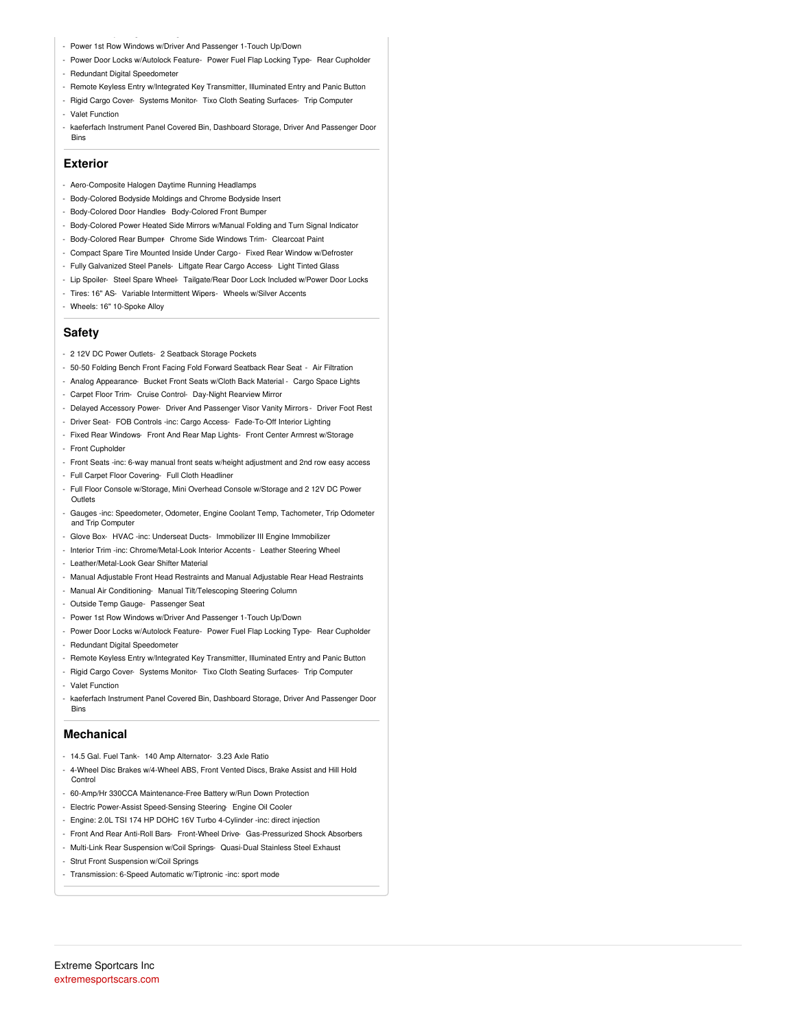- Power 1st Row Windows w/Driver And Passenger 1-Touch Up/Down
- Power Door Locks w/Autolock Feature- Power Fuel Flap Locking Type- Rear Cupholder
- Redundant Digital Speedometer
- Remote Keyless Entry w/Integrated Key Transmitter, Illuminated Entry and Panic Button
- Rigid Cargo Cover- Systems Monitor- Tixo Cloth Seating Surfaces- Trip Computer
- Valet Function
- kaeferfach Instrument Panel Covered Bin, Dashboard Storage, Driver And Passenger Door Bins

## Exterior

- Aero-Composite Halogen Daytime Running Headlamps
- Body-Colored Bodyside Moldings and Chrome Bodyside Insert
- Body-Colored Door Handles- Body-Colored Front Bumper
- Body-Colored Power Heated Side Mirrors w/Manual Folding and Turn Signal Indicator
- Body-Colored Rear Bumper- Chrome Side Windows Trim- Clearcoat Paint
- Compact Spare Tire Mounted Inside Under Cargo- Fixed Rear Window w/Defroster
- Fully Galvanized Steel Panels- Liftgate Rear Cargo Access- Light Tinted Glass
- Lip Spoiler- Steel Spare Wheel- Tailgate/Rear Door Lock Included w/Power Door Locks
- Tires: 16" AS- Variable Intermittent Wipers- Wheels w/Silver Accents
- Wheels: 16" 10-Spoke Alloy

## Safety

- 2 12V DC Power Outlets- 2 Seatback Storage Pockets
- 50-50 Folding Bench Front Facing Fold Forward Seatback Rear Seat - Air Filtration
- Analog Appearance- Bucket Front Seats w/Cloth Back Material - Cargo Space Lights
- Carpet Floor Trim- Cruise Control- Day-Night Rearview Mirror
- Delayed Accessory Power- Driver And Passenger Visor Vanity Mirrors - Driver Foot Rest
- Driver Seat- FOB Controls -inc: Cargo Access- Fade-To-Off Interior Lighting
- Fixed Rear Windows- Front And Rear Map Lights- Front Center Armrest w/Storage
- Front Cupholder
- Front Seats -inc: 6-way manual front seats w/height adjustment and 2nd row easy access
- Full Carpet Floor Covering- Full Cloth Headliner
- Full Floor Console w/Storage, Mini Overhead Console w/Storage and 2 12V DC Power Outlets
- Gauges -inc: Speedometer, Odometer, Engine Coolant Temp, Tachometer, Trip Odometer and Trip Computer
- Glove Box- HVAC -inc: Underseat Ducts- Immobilizer III Engine Immobilizer
- Interior Trim -inc: Chrome/Metal-Look Interior Accents - Leather Steering Wheel
- Leather/Metal-Look Gear Shifter Material
- Manual Adjustable Front Head Restraints and Manual Adjustable Rear Head Restraints
- Manual Air Conditioning- Manual Tilt/Telescoping Steering Column
- Outside Temp Gauge- Passenger Seat
- Power 1st Row Windows w/Driver And Passenger 1-Touch Up/Down
- Power Door Locks w/Autolock Feature- Power Fuel Flap Locking Type- Rear Cupholder
- Redundant Digital Speedometer
- Remote Keyless Entry w/Integrated Key Transmitter, Illuminated Entry and Panic Button
- Rigid Cargo Cover- Systems Monitor- Tixo Cloth Seating Surfaces- Trip Computer
- Valet Function
- kaeferfach Instrument Panel Covered Bin, Dashboard Storage, Driver And Passenger Door Bins

## Mechanical

- 14.5 Gal. Fuel Tank- 140 Amp Alternator- 3.23 Axle Ratio
- 4-Wheel Disc Brakes w/4-Wheel ABS, Front Vented Discs, Brake Assist and Hill Hold Control
- 60-Amp/Hr 330CCA Maintenance-Free Battery w/Run Down Protection
- Electric Power-Assist Speed-Sensing Steering- Engine Oil Cooler
- Engine: 2.0L TSI 174 HP DOHC 16V Turbo 4-Cylinder -inc: direct injection
- Front And Rear Anti-Roll Bars- Front-Wheel Drive- Gas-Pressurized Shock Absorbers
- Multi-Link Rear Suspension w/Coil Springs- Quasi-Dual Stainless Steel Exhaust
- Strut Front Suspension w/Coil Springs
- Transmission: 6-Speed Automatic w/Tiptronic -inc: sport mode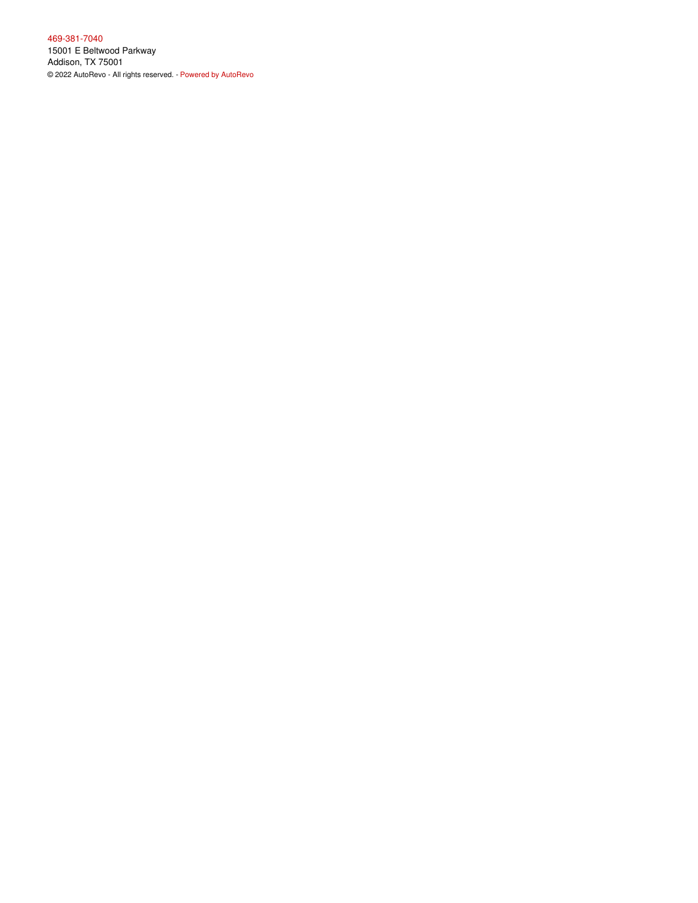469-381-7040
15001 E Beltwood Parkway
Addison, TX 75001
© 2022 AutoRevo - All rights reserved. - Powered by AutoRevo